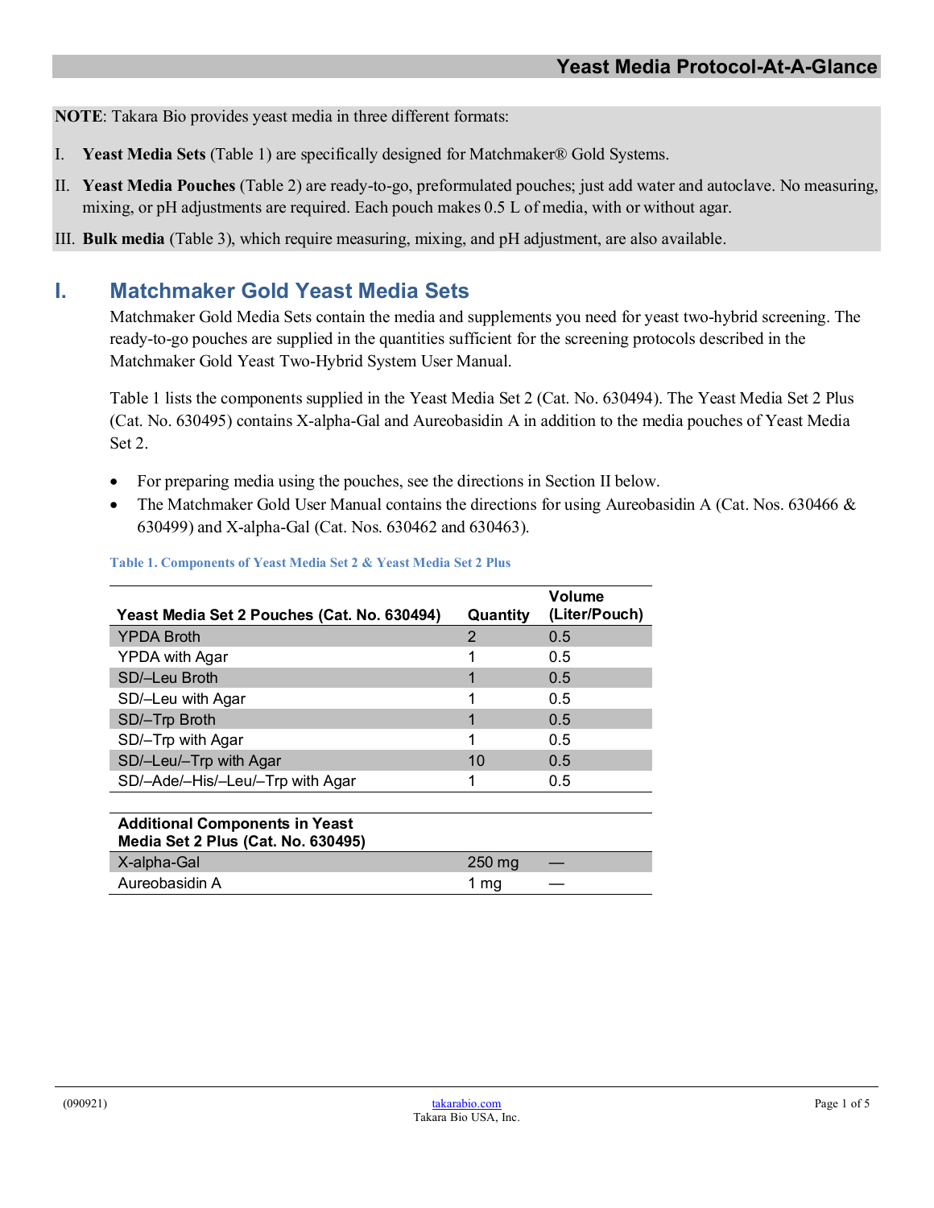**NOTE**: Takara Bio provides yeast media in three different formats:

I. **Yeast Media Sets** (Table 1) are specifically designed for Matchmaker® Gold Systems.

II. **Yeast Media Pouches** (Table 2) are ready-to-go, preformulated pouches; just add water and autoclave. No measuring, mixing, or pH adjustments are required. Each pouch makes 0.5 L of media, with or without agar.

III. **Bulk media** (Table 3), which require measuring, mixing, and pH adjustment, are also available.

# I. Matchmaker Gold Yeast Media Sets

Matchmaker Gold Media Sets contain the media and supplements you need for yeast two-hybrid screening. The ready-to-go pouches are supplied in the quantities sufficient for the screening protocols described in the Matchmaker Gold Yeast Two-Hybrid System User Manual.

Table 1 lists the components supplied in the Yeast Media Set 2 (Cat. No. 630494). The Yeast Media Set 2 Plus (Cat. No. 630495) contains X-alpha-Gal and Aureobasidin A in addition to the media pouches of Yeast Media Set 2.

- For preparing media using the pouches, see the directions in Section II below.
- The Matchmaker Gold User Manual contains the directions for using Aureobasidin A (Cat. Nos. 630466 & 630499) and X-alpha-Gal (Cat. Nos. 630462 and 630463).

**Table 1. Components of Yeast Media Set 2 & Yeast Media Set 2 Plus**

| Yeast Media Set 2 Pouches (Cat. No. 630494) | Quantity | Volume (Liter/Pouch) |
|---|---|---|
| YPDA Broth | 2 | 0.5 |
| YPDA with Agar | 1 | 0.5 |
| SD/–Leu Broth | 1 | 0.5 |
| SD/–Leu with Agar | 1 | 0.5 |
| SD/–Trp Broth | 1 | 0.5 |
| SD/–Trp with Agar | 1 | 0.5 |
| SD/–Leu/–Trp with Agar | 10 | 0.5 |
| SD/–Ade/–His/–Leu/–Trp with Agar | 1 | 0.5 |
| **Additional Components in Yeast Media Set 2 Plus (Cat. No. 630495)** | | |
| X-alpha-Gal | 250 mg | — |
| Aureobasidin A | 1 mg | — |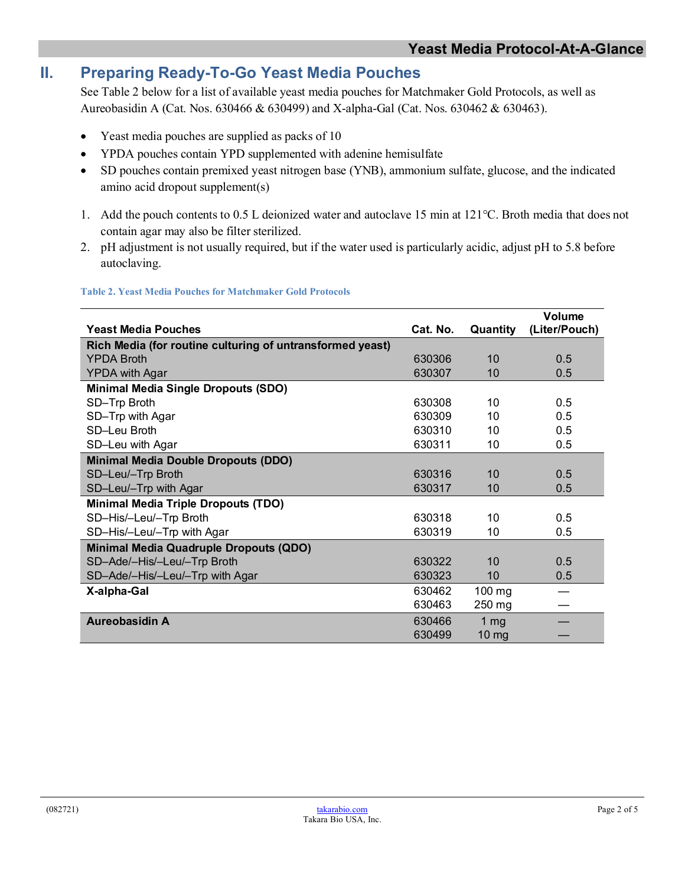## II. Preparing Ready-To-Go Yeast Media Pouches

See Table 2 below for a list of available yeast media pouches for Matchmaker Gold Protocols, as well as Aureobasidin A (Cat. Nos. 630466 & 630499) and X-alpha-Gal (Cat. Nos. 630462 & 630463).

- Yeast media pouches are supplied as packs of 10
- YPDA pouches contain YPD supplemented with adenine hemisulfate
- SD pouches contain premixed yeast nitrogen base (YNB), ammonium sulfate, glucose, and the indicated amino acid dropout supplement(s)

1. Add the pouch contents to 0.5 L deionized water and autoclave 15 min at 121°C. Broth media that does not contain agar may also be filter sterilized.
2. pH adjustment is not usually required, but if the water used is particularly acidic, adjust pH to 5.8 before autoclaving.

**Table 2. Yeast Media Pouches for Matchmaker Gold Protocols**

| Yeast Media Pouches | Cat. No. | Quantity | Volume (Liter/Pouch) |
|---|---|---|---|
| **Rich Media (for routine culturing of untransformed yeast)** | | | |
| YPDA Broth | 630306 | 10 | 0.5 |
| YPDA with Agar | 630307 | 10 | 0.5 |
| **Minimal Media Single Dropouts (SDO)** | | | |
| SD–Trp Broth | 630308 | 10 | 0.5 |
| SD–Trp with Agar | 630309 | 10 | 0.5 |
| SD–Leu Broth | 630310 | 10 | 0.5 |
| SD–Leu with Agar | 630311 | 10 | 0.5 |
| **Minimal Media Double Dropouts (DDO)** | | | |
| SD–Leu/–Trp Broth | 630316 | 10 | 0.5 |
| SD–Leu/–Trp with Agar | 630317 | 10 | 0.5 |
| **Minimal Media Triple Dropouts (TDO)** | | | |
| SD–His/–Leu/–Trp Broth | 630318 | 10 | 0.5 |
| SD–His/–Leu/–Trp with Agar | 630319 | 10 | 0.5 |
| **Minimal Media Quadruple Dropouts (QDO)** | | | |
| SD–Ade/–His/–Leu/–Trp Broth | 630322 | 10 | 0.5 |
| SD–Ade/–His/–Leu/–Trp with Agar | 630323 | 10 | 0.5 |
| **X-alpha-Gal** | 630462 | 100 mg | — |
| | 630463 | 250 mg | — |
| **Aureobasidin A** | 630466 | 1 mg | — |
| | 630499 | 10 mg | — |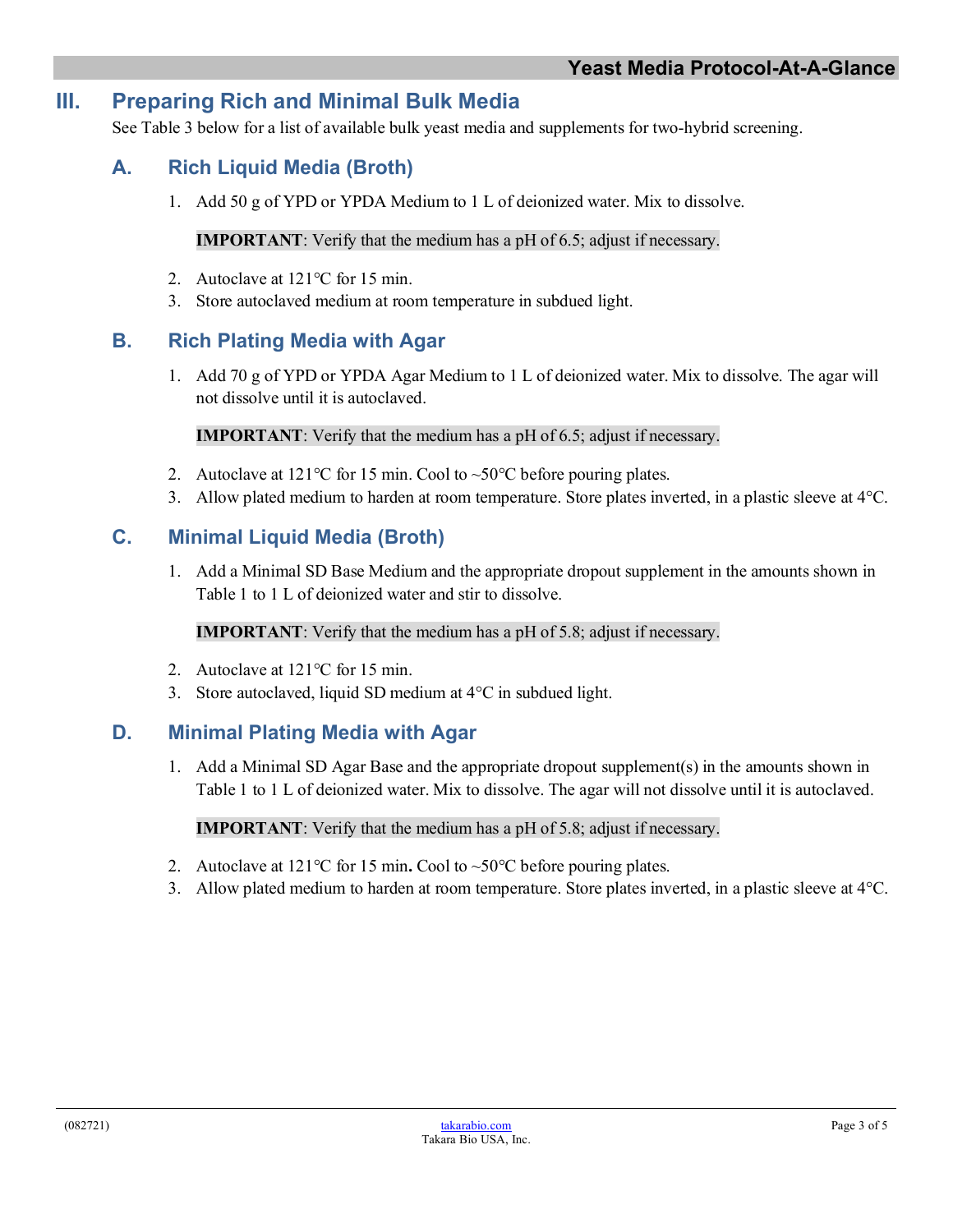## III. Preparing Rich and Minimal Bulk Media

See Table 3 below for a list of available bulk yeast media and supplements for two-hybrid screening.

### A. Rich Liquid Media (Broth)

1. Add 50 g of YPD or YPDA Medium to 1 L of deionized water. Mix to dissolve.

   **IMPORTANT**: Verify that the medium has a pH of 6.5; adjust if necessary.

2. Autoclave at 121°C for 15 min.
3. Store autoclaved medium at room temperature in subdued light.

### B. Rich Plating Media with Agar

1. Add 70 g of YPD or YPDA Agar Medium to 1 L of deionized water. Mix to dissolve. The agar will not dissolve until it is autoclaved.

   **IMPORTANT**: Verify that the medium has a pH of 6.5; adjust if necessary.

2. Autoclave at 121°C for 15 min. Cool to ~50°C before pouring plates.
3. Allow plated medium to harden at room temperature. Store plates inverted, in a plastic sleeve at 4°C.

### C. Minimal Liquid Media (Broth)

1. Add a Minimal SD Base Medium and the appropriate dropout supplement in the amounts shown in Table 1 to 1 L of deionized water and stir to dissolve.

   **IMPORTANT**: Verify that the medium has a pH of 5.8; adjust if necessary.

2. Autoclave at 121°C for 15 min.
3. Store autoclaved, liquid SD medium at 4°C in subdued light.

### D. Minimal Plating Media with Agar

1. Add a Minimal SD Agar Base and the appropriate dropout supplement(s) in the amounts shown in Table 1 to 1 L of deionized water. Mix to dissolve. The agar will not dissolve until it is autoclaved.

   **IMPORTANT**: Verify that the medium has a pH of 5.8; adjust if necessary.

2. Autoclave at 121°C for 15 min**.** Cool to ~50°C before pouring plates.
3. Allow plated medium to harden at room temperature. Store plates inverted, in a plastic sleeve at 4°C.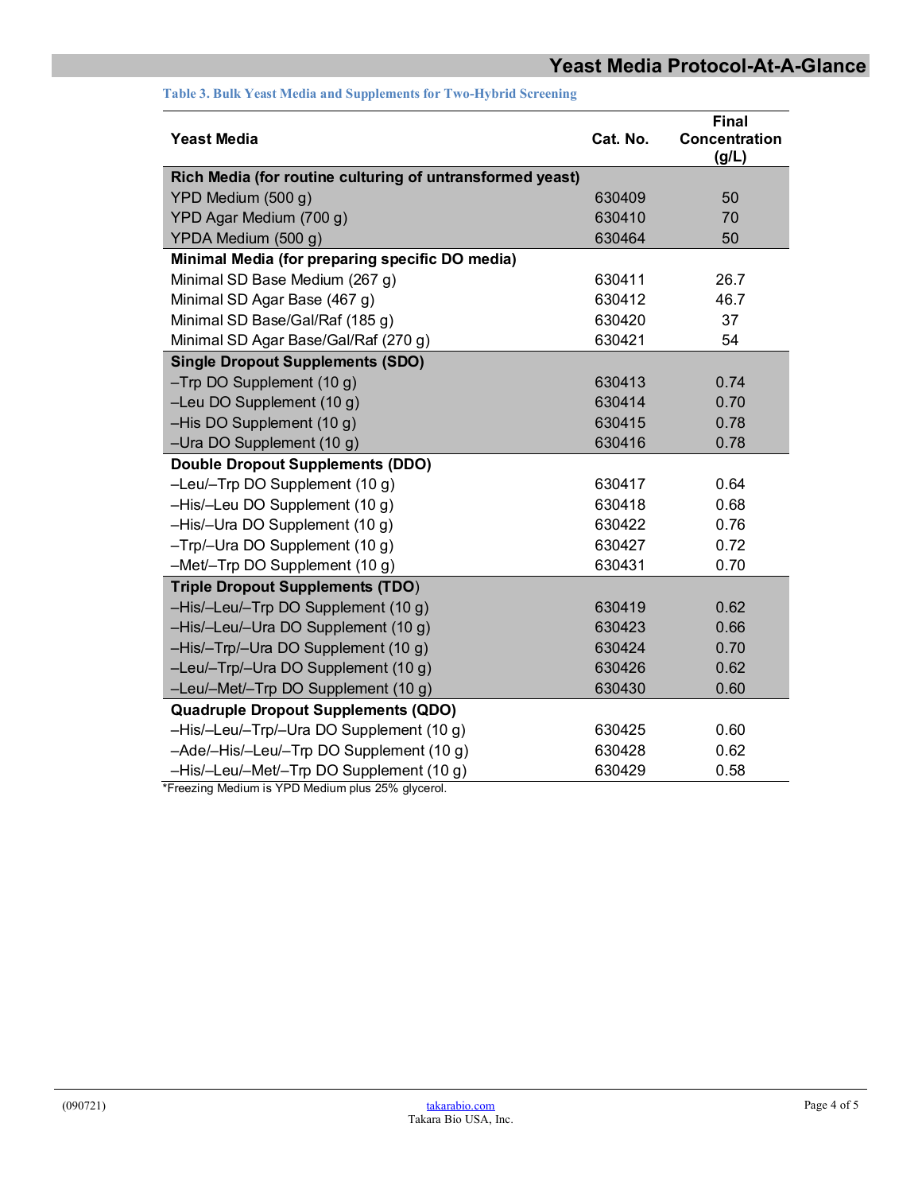**Table 3. Bulk Yeast Media and Supplements for Two-Hybrid Screening**

| Yeast Media | Cat. No. | Final Concentration (g/L) |
|---|---|---|
| **Rich Media (for routine culturing of untransformed yeast)** | | |
| YPD Medium (500 g) | 630409 | 50 |
| YPD Agar Medium (700 g) | 630410 | 70 |
| YPDA Medium (500 g) | 630464 | 50 |
| **Minimal Media (for preparing specific DO media)** | | |
| Minimal SD Base Medium (267 g) | 630411 | 26.7 |
| Minimal SD Agar Base (467 g) | 630412 | 46.7 |
| Minimal SD Base/Gal/Raf (185 g) | 630420 | 37 |
| Minimal SD Agar Base/Gal/Raf (270 g) | 630421 | 54 |
| **Single Dropout Supplements (SDO)** | | |
| –Trp DO Supplement (10 g) | 630413 | 0.74 |
| –Leu DO Supplement (10 g) | 630414 | 0.70 |
| –His DO Supplement (10 g) | 630415 | 0.78 |
| –Ura DO Supplement (10 g) | 630416 | 0.78 |
| **Double Dropout Supplements (DDO)** | | |
| –Leu/–Trp DO Supplement (10 g) | 630417 | 0.64 |
| –His/–Leu DO Supplement (10 g) | 630418 | 0.68 |
| –His/–Ura DO Supplement (10 g) | 630422 | 0.76 |
| –Trp/–Ura DO Supplement (10 g) | 630427 | 0.72 |
| –Met/–Trp DO Supplement (10 g) | 630431 | 0.70 |
| **Triple Dropout Supplements (TDO)** | | |
| –His/–Leu/–Trp DO Supplement (10 g) | 630419 | 0.62 |
| –His/–Leu/–Ura DO Supplement (10 g) | 630423 | 0.66 |
| –His/–Trp/–Ura DO Supplement (10 g) | 630424 | 0.70 |
| –Leu/–Trp/–Ura DO Supplement (10 g) | 630426 | 0.62 |
| –Leu/–Met/–Trp DO Supplement (10 g) | 630430 | 0.60 |
| **Quadruple Dropout Supplements (QDO)** | | |
| –His/–Leu/–Trp/–Ura DO Supplement (10 g) | 630425 | 0.60 |
| –Ade/–His/–Leu/–Trp DO Supplement (10 g) | 630428 | 0.62 |
| –His/–Leu/–Met/–Trp DO Supplement (10 g) | 630429 | 0.58 |

*Freezing Medium is YPD Medium plus 25% glycerol.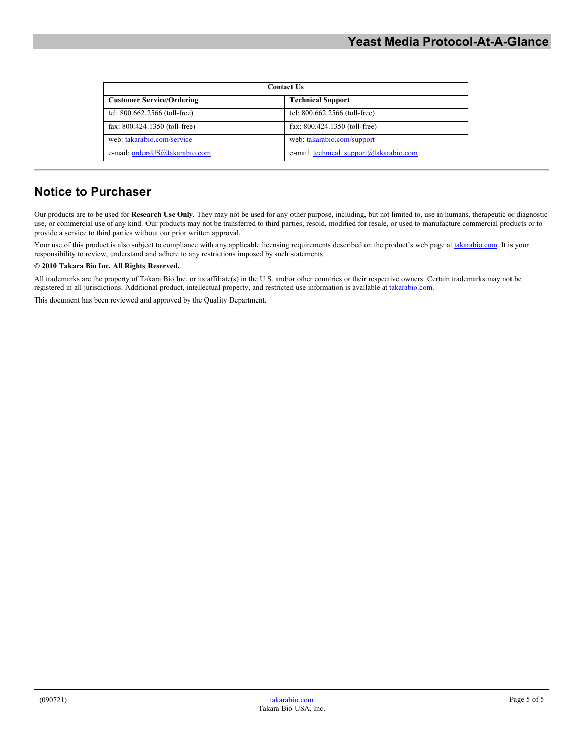| Contact Us | |
|---|---|
| **Customer Service/Ordering** | **Technical Support** |
| tel: 800.662.2566 (toll-free) | tel: 800.662.2566 (toll-free) |
| fax: 800.424.1350 (toll-free) | fax: 800.424.1350 (toll-free) |
| web: takarabio.com/service | web: takarabio.com/support |
| e-mail: ordersUS@takarabio.com | e-mail: technical_support@takarabio.com |

## Notice to Purchaser

Our products are to be used for **Research Use Only**. They may not be used for any other purpose, including, but not limited to, use in humans, therapeutic or diagnostic use, or commercial use of any kind. Our products may not be transferred to third parties, resold, modified for resale, or used to manufacture commercial products or to provide a service to third parties without our prior written approval.

Your use of this product is also subject to compliance with any applicable licensing requirements described on the product's web page at takarabio.com. It is your responsibility to review, understand and adhere to any restrictions imposed by such statements

**© 2010 Takara Bio Inc. All Rights Reserved.**

All trademarks are the property of Takara Bio Inc. or its affiliate(s) in the U.S. and/or other countries or their respective owners. Certain trademarks may not be registered in all jurisdictions. Additional product, intellectual property, and restricted use information is available at takarabio.com.

This document has been reviewed and approved by the Quality Department.